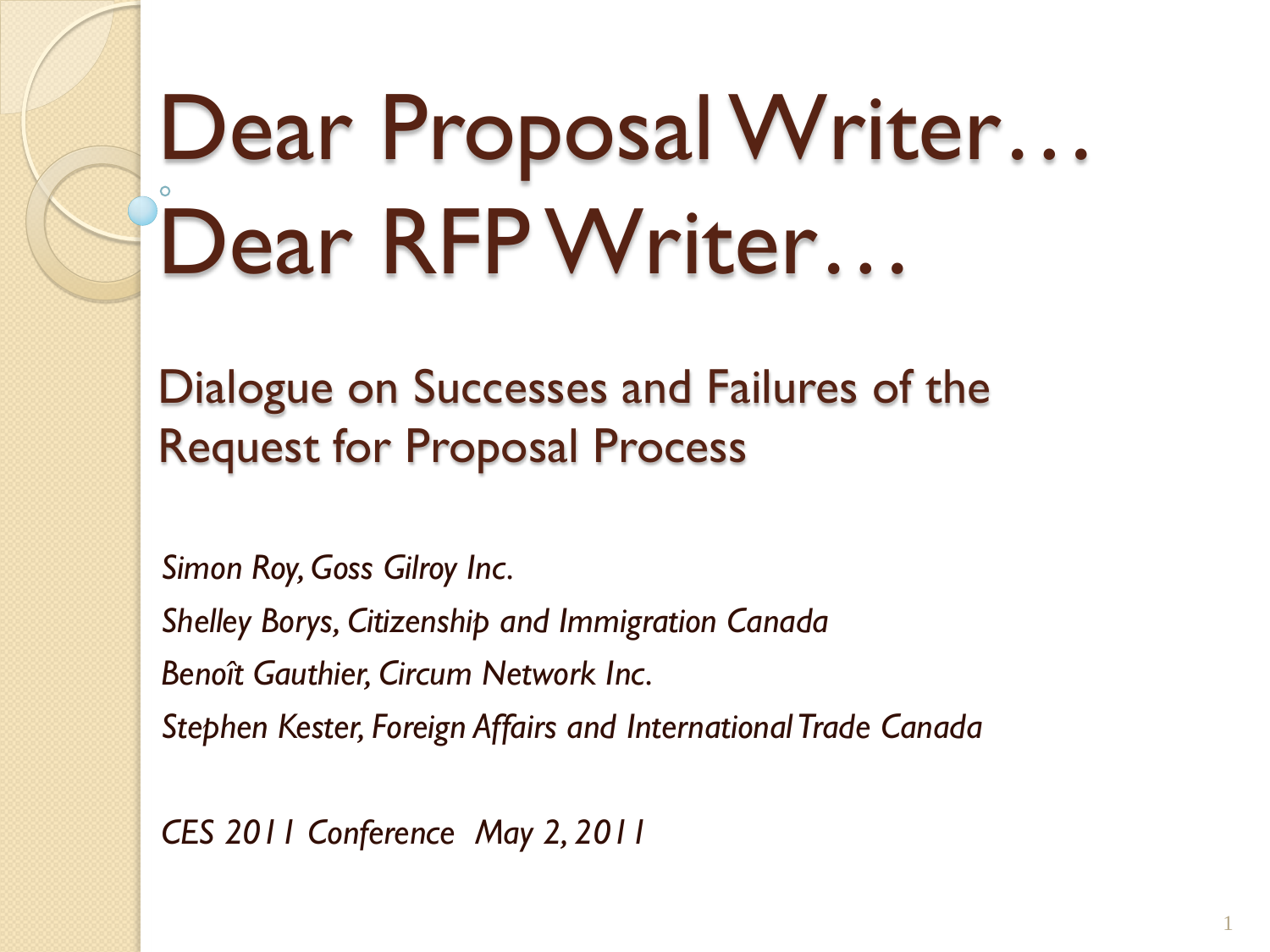# Dear Proposal Writer…
# Dear RFP Writer…

## Dialogue on Successes and Failures of the Request for Proposal Process

*Simon Roy, Goss Gilroy Inc.*

*Shelley Borys, Citizenship and Immigration Canada*

*Benoît Gauthier, Circum Network Inc.*

*Stephen Kester, Foreign Affairs and International Trade Canada*

*CES 2011 Conference May 2, 2011*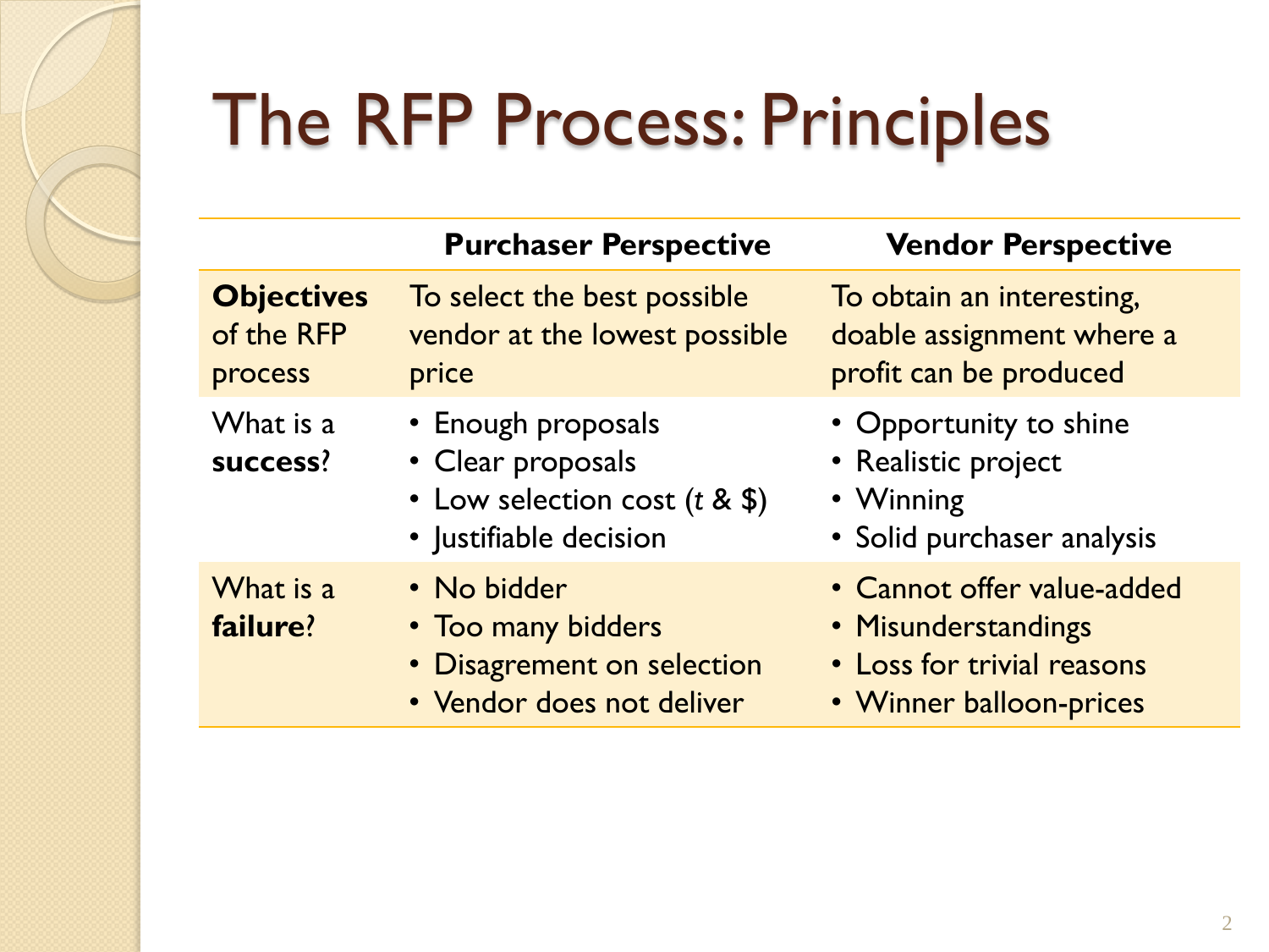# The RFP Process: Principles

| | Purchaser Perspective | Vendor Perspective |
|---|---|---|
| **Objectives** of the RFP process | To select the best possible vendor at the lowest possible price | To obtain an interesting, doable assignment where a profit can be produced |
| What is a **success**? | • Enough proposals<br>• Clear proposals<br>• Low selection cost (*t* & $)<br>• Justifiable decision | • Opportunity to shine<br>• Realistic project<br>• Winning<br>• Solid purchaser analysis |
| What is a **failure**? | • No bidder<br>• Too many bidders<br>• Disagreement on selection<br>• Vendor does not deliver | • Cannot offer value-added<br>• Misunderstandings<br>• Loss for trivial reasons<br>• Winner balloon-prices |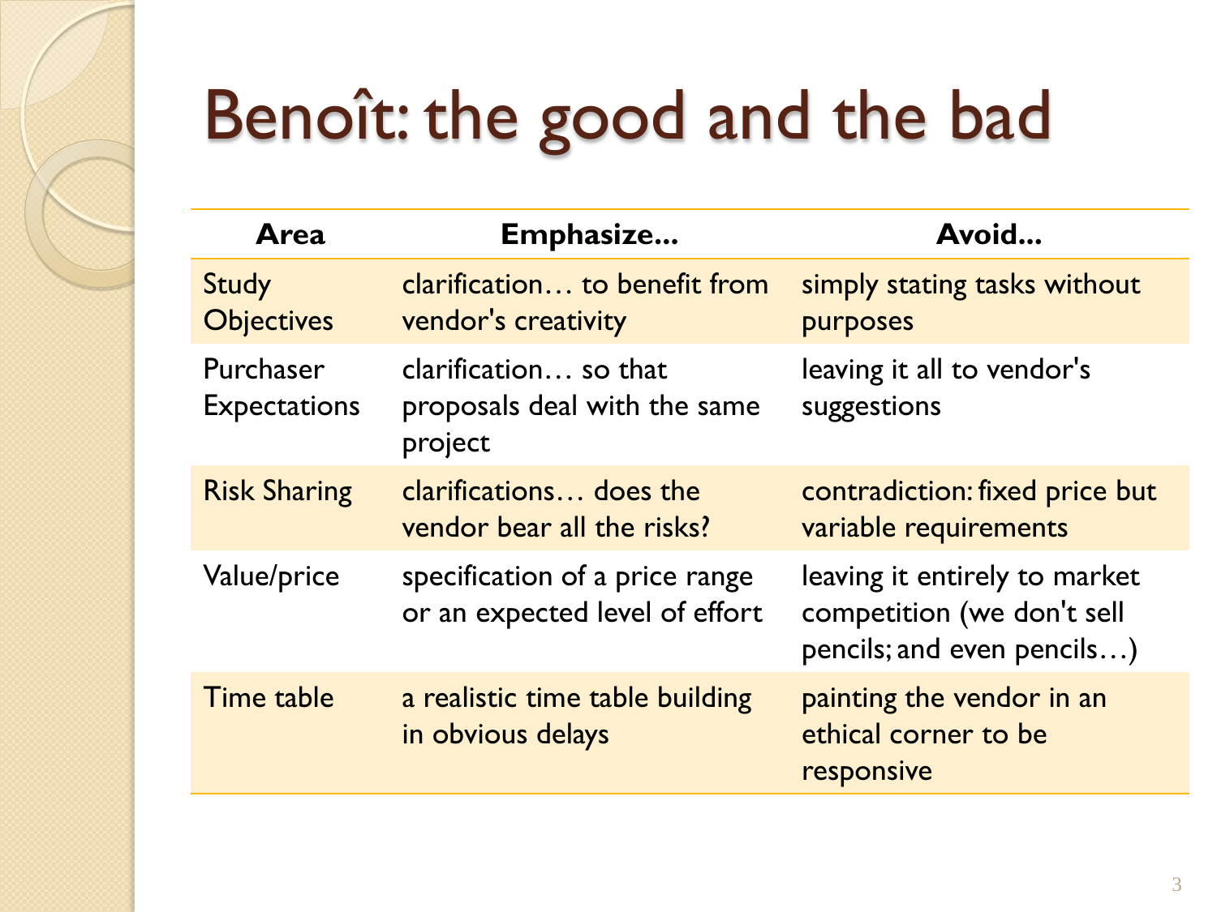# Benoît: the good and the bad

| Area | Emphasize... | Avoid... |
| --- | --- | --- |
| Study Objectives | clarification… to benefit from vendor's creativity | simply stating tasks without purposes |
| Purchaser Expectations | clarification… so that proposals deal with the same project | leaving it all to vendor's suggestions |
| Risk Sharing | clarifications… does the vendor bear all the risks? | contradiction: fixed price but variable requirements |
| Value/price | specification of a price range or an expected level of effort | leaving it entirely to market competition (we don't sell pencils; and even pencils…) |
| Time table | a realistic time table building in obvious delays | painting the vendor in an ethical corner to be responsive |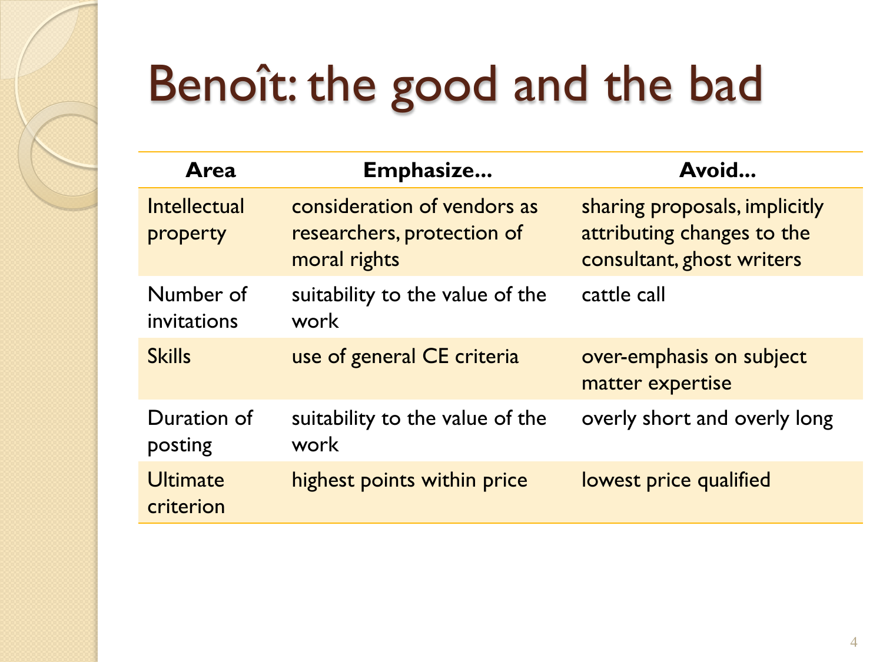# Benoît: the good and the bad

| Area | Emphasize… | Avoid… |
| --- | --- | --- |
| Intellectual property | consideration of vendors as researchers, protection of moral rights | sharing proposals, implicitly attributing changes to the consultant, ghost writers |
| Number of invitations | suitability to the value of the work | cattle call |
| Skills | use of general CE criteria | over-emphasis on subject matter expertise |
| Duration of posting | suitability to the value of the work | overly short and overly long |
| Ultimate criterion | highest points within price | lowest price qualified |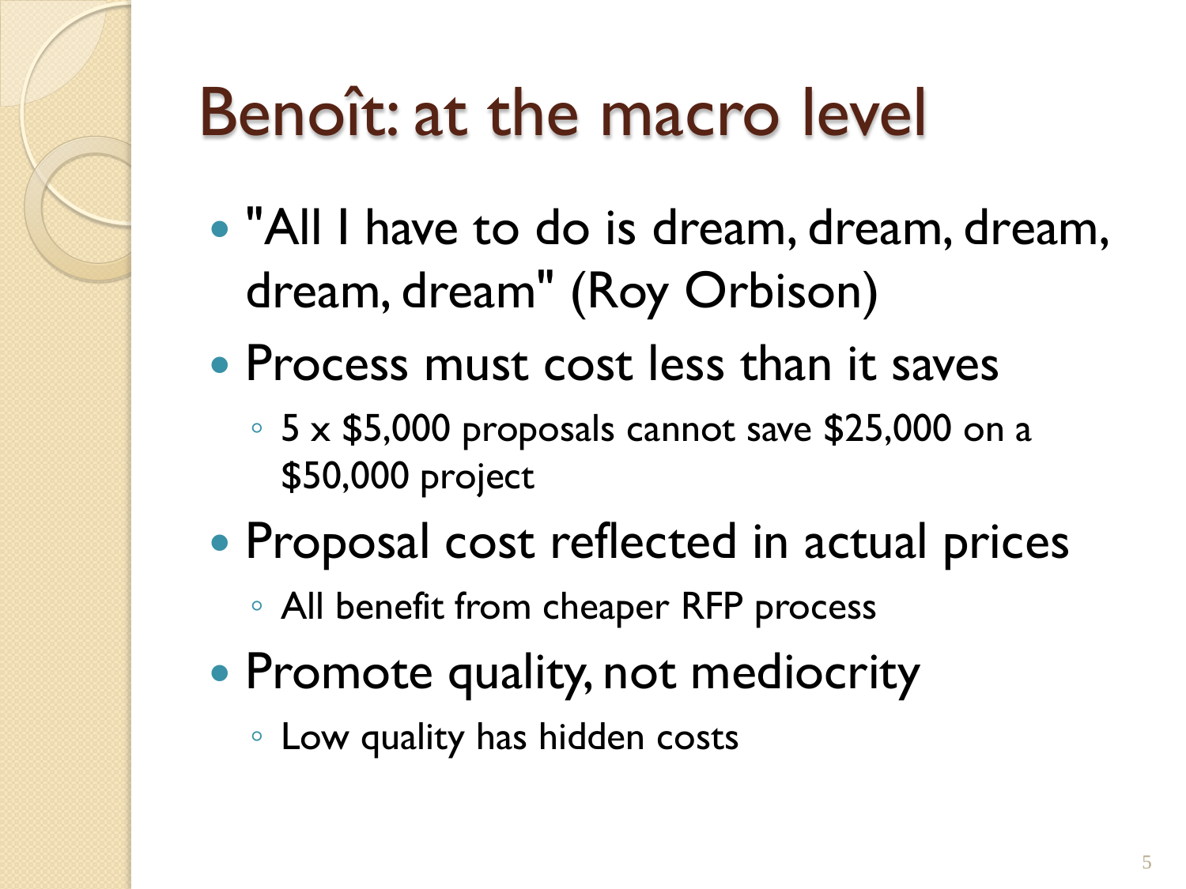# Benoît: at the macro level

- "All I have to do is dream, dream, dream, dream, dream" (Roy Orbison)
- Process must cost less than it saves
  - 5 x $5,000 proposals cannot save $25,000 on a $50,000 project
- Proposal cost reflected in actual prices
  - All benefit from cheaper RFP process
- Promote quality, not mediocrity
  - Low quality has hidden costs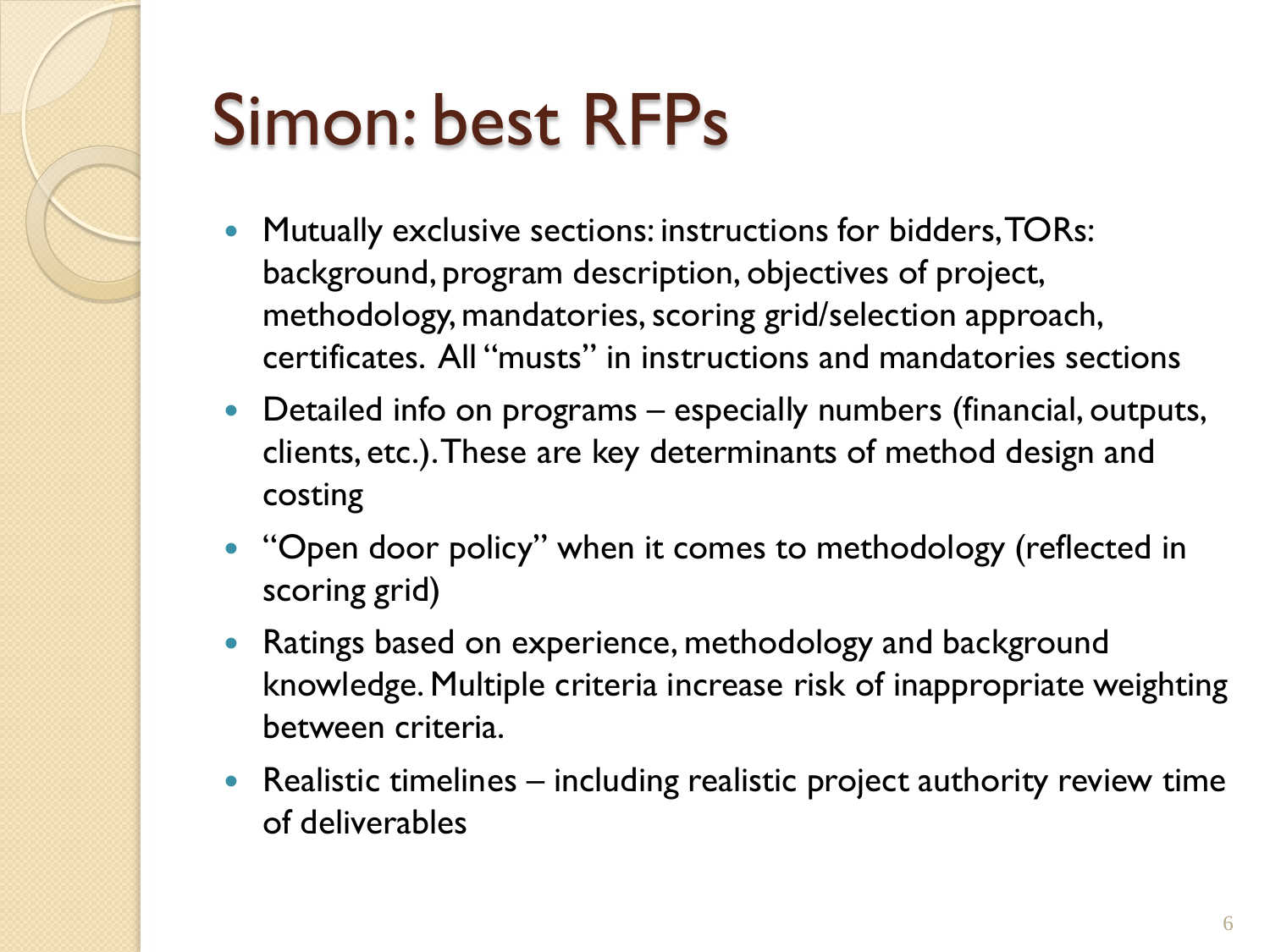# Simon: best RFPs

- Mutually exclusive sections: instructions for bidders, TORs: background, program description, objectives of project, methodology, mandatories, scoring grid/selection approach, certificates. All "musts" in instructions and mandatories sections
- Detailed info on programs – especially numbers (financial, outputs, clients, etc.). These are key determinants of method design and costing
- "Open door policy" when it comes to methodology (reflected in scoring grid)
- Ratings based on experience, methodology and background knowledge. Multiple criteria increase risk of inappropriate weighting between criteria.
- Realistic timelines – including realistic project authority review time of deliverables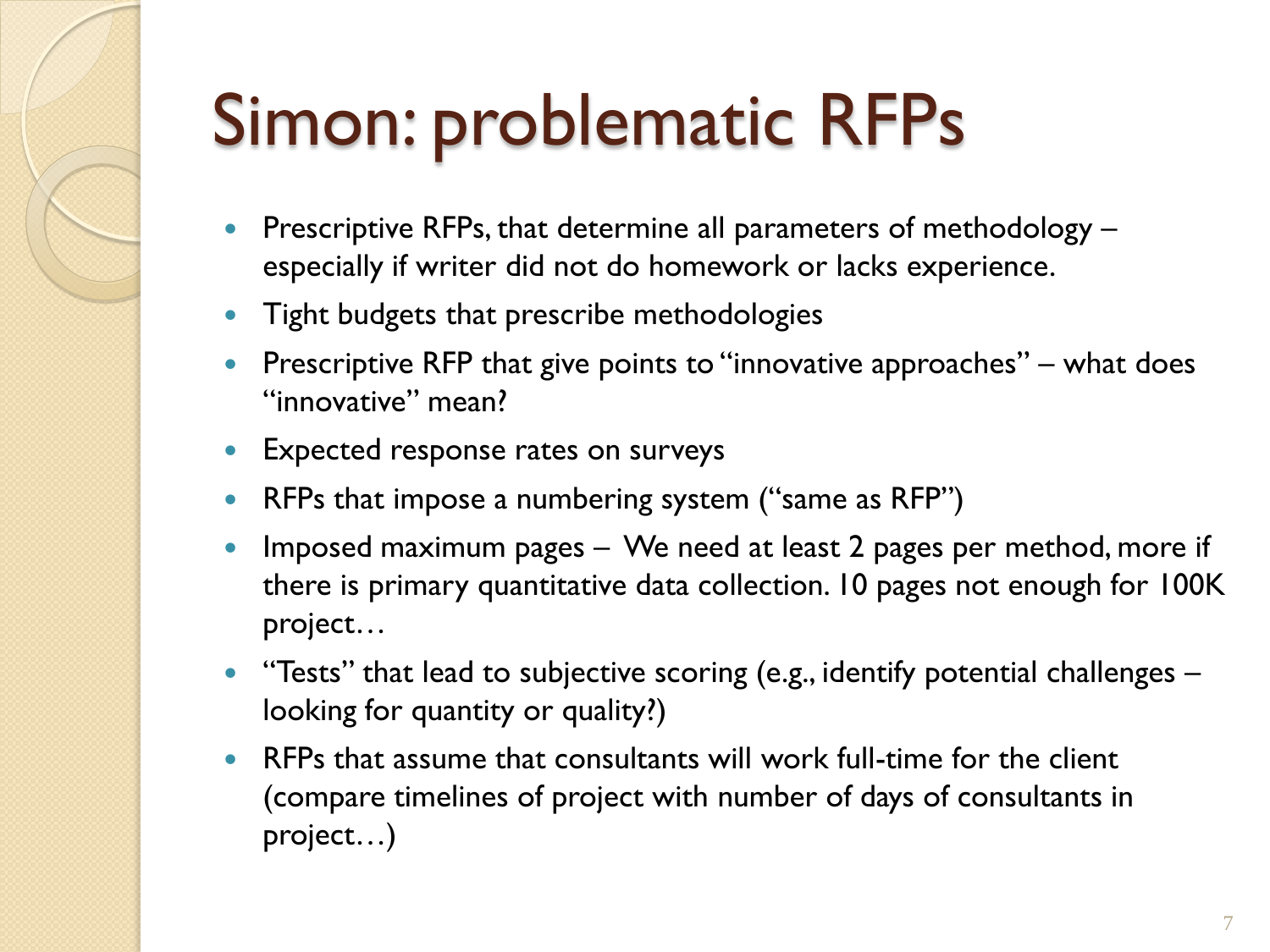# Simon: problematic RFPs

- Prescriptive RFPs, that determine all parameters of methodology – especially if writer did not do homework or lacks experience.
- Tight budgets that prescribe methodologies
- Prescriptive RFP that give points to "innovative approaches" – what does "innovative" mean?
- Expected response rates on surveys
- RFPs that impose a numbering system ("same as RFP")
- Imposed maximum pages – We need at least 2 pages per method, more if there is primary quantitative data collection. 10 pages not enough for 100K project…
- "Tests" that lead to subjective scoring (e.g., identify potential challenges – looking for quantity or quality?)
- RFPs that assume that consultants will work full-time for the client (compare timelines of project with number of days of consultants in project…)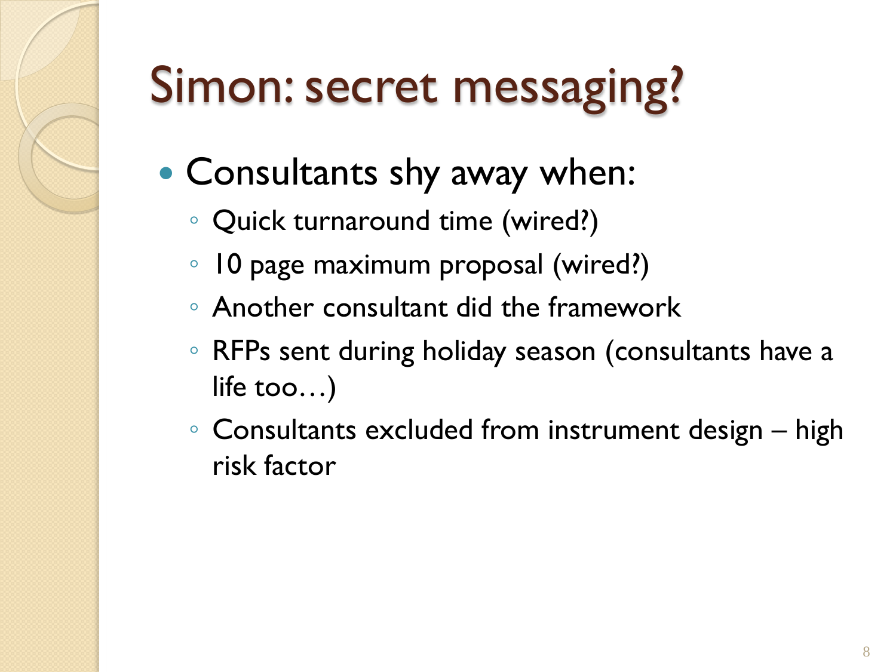# Simon: secret messaging?

- Consultants shy away when:
  - Quick turnaround time (wired?)
  - 10 page maximum proposal (wired?)
  - Another consultant did the framework
  - RFPs sent during holiday season (consultants have a life too…)
  - Consultants excluded from instrument design – high risk factor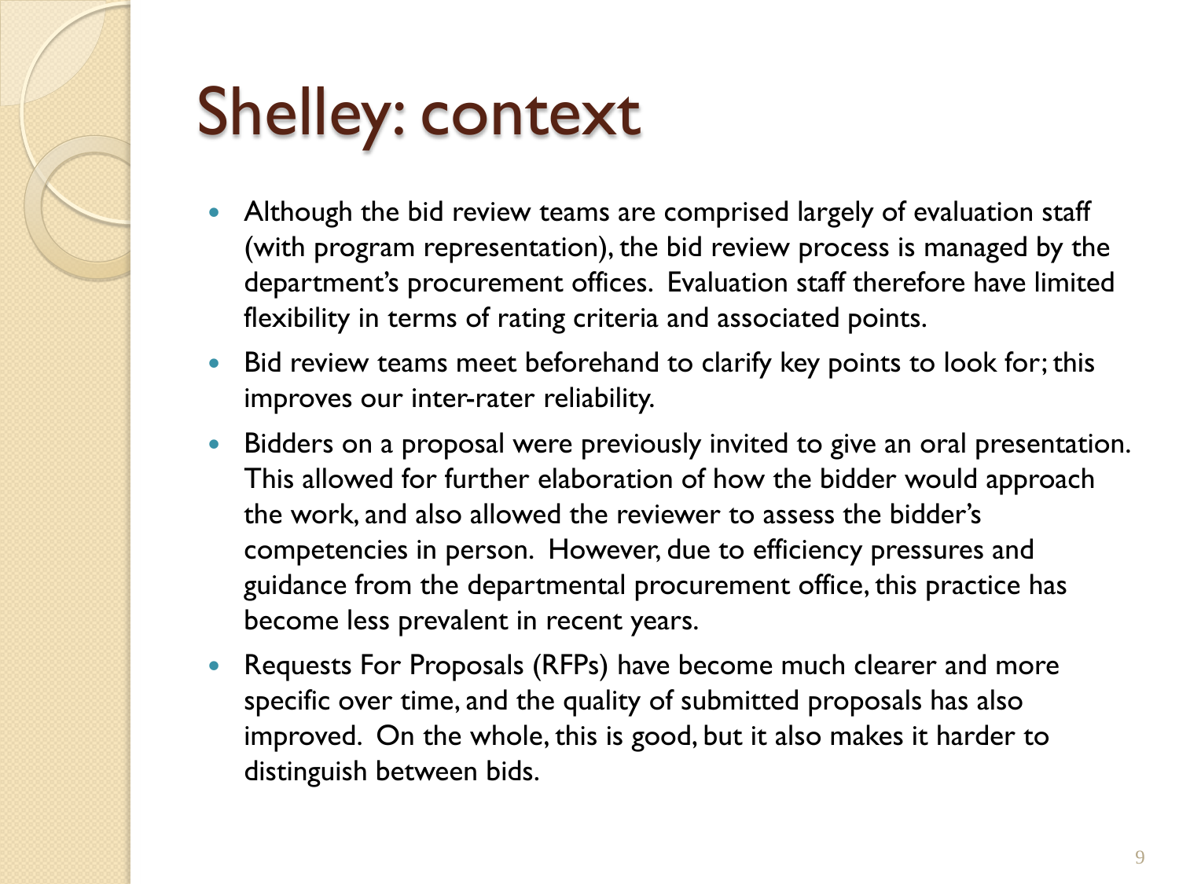# Shelley: context

- Although the bid review teams are comprised largely of evaluation staff (with program representation), the bid review process is managed by the department's procurement offices. Evaluation staff therefore have limited flexibility in terms of rating criteria and associated points.
- Bid review teams meet beforehand to clarify key points to look for; this improves our inter-rater reliability.
- Bidders on a proposal were previously invited to give an oral presentation. This allowed for further elaboration of how the bidder would approach the work, and also allowed the reviewer to assess the bidder's competencies in person. However, due to efficiency pressures and guidance from the departmental procurement office, this practice has become less prevalent in recent years.
- Requests For Proposals (RFPs) have become much clearer and more specific over time, and the quality of submitted proposals has also improved. On the whole, this is good, but it also makes it harder to distinguish between bids.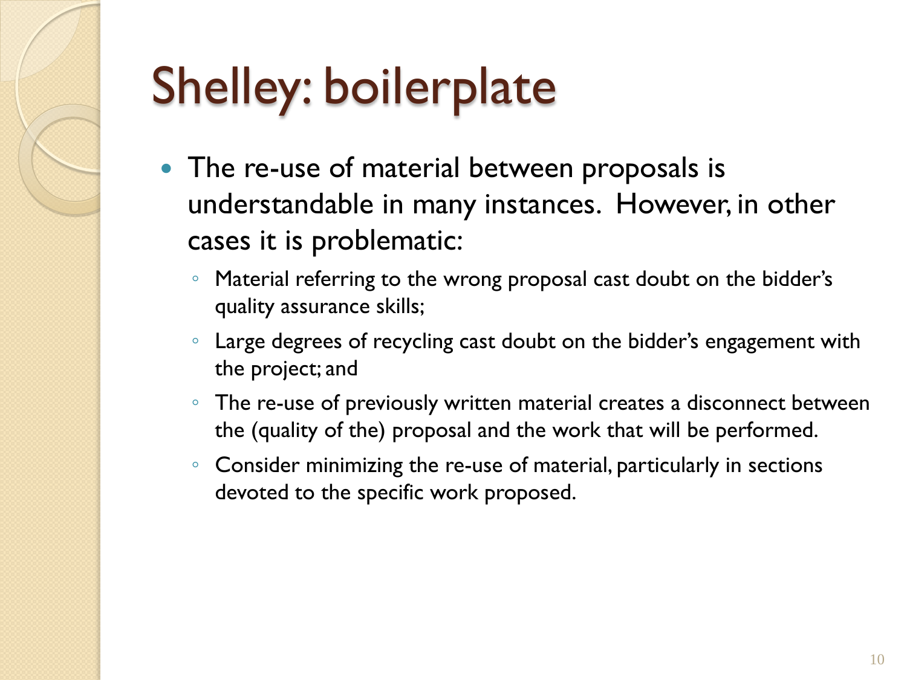# Shelley: boilerplate

- The re-use of material between proposals is understandable in many instances. However, in other cases it is problematic:
  - Material referring to the wrong proposal cast doubt on the bidder's quality assurance skills;
  - Large degrees of recycling cast doubt on the bidder's engagement with the project; and
  - The re-use of previously written material creates a disconnect between the (quality of the) proposal and the work that will be performed.
  - Consider minimizing the re-use of material, particularly in sections devoted to the specific work proposed.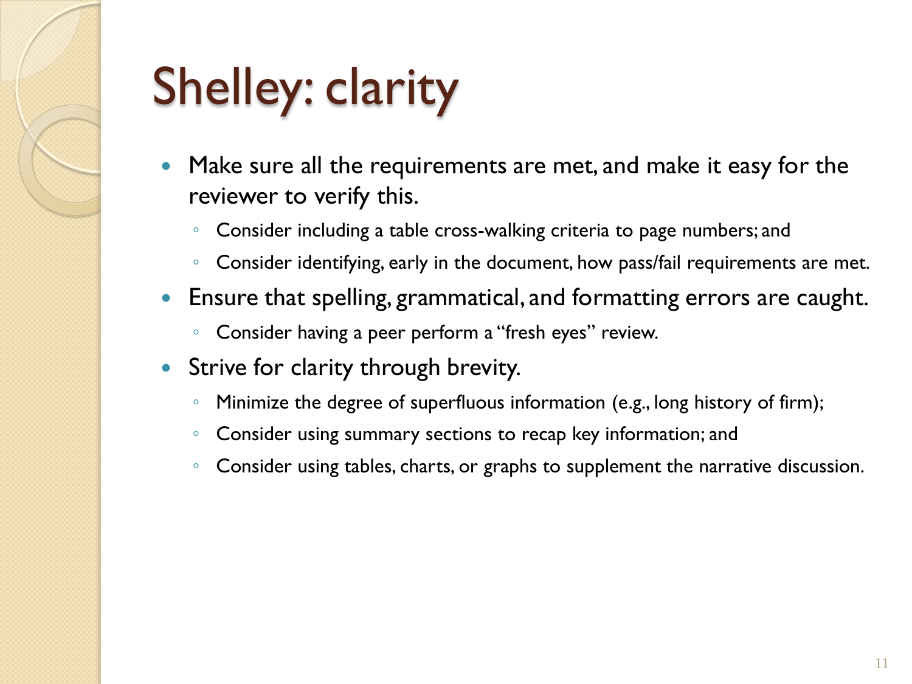# Shelley: clarity

- Make sure all the requirements are met, and make it easy for the reviewer to verify this.
  - Consider including a table cross-walking criteria to page numbers; and
  - Consider identifying, early in the document, how pass/fail requirements are met.
- Ensure that spelling, grammatical, and formatting errors are caught.
  - Consider having a peer perform a "fresh eyes" review.
- Strive for clarity through brevity.
  - Minimize the degree of superfluous information (e.g., long history of firm);
  - Consider using summary sections to recap key information; and
  - Consider using tables, charts, or graphs to supplement the narrative discussion.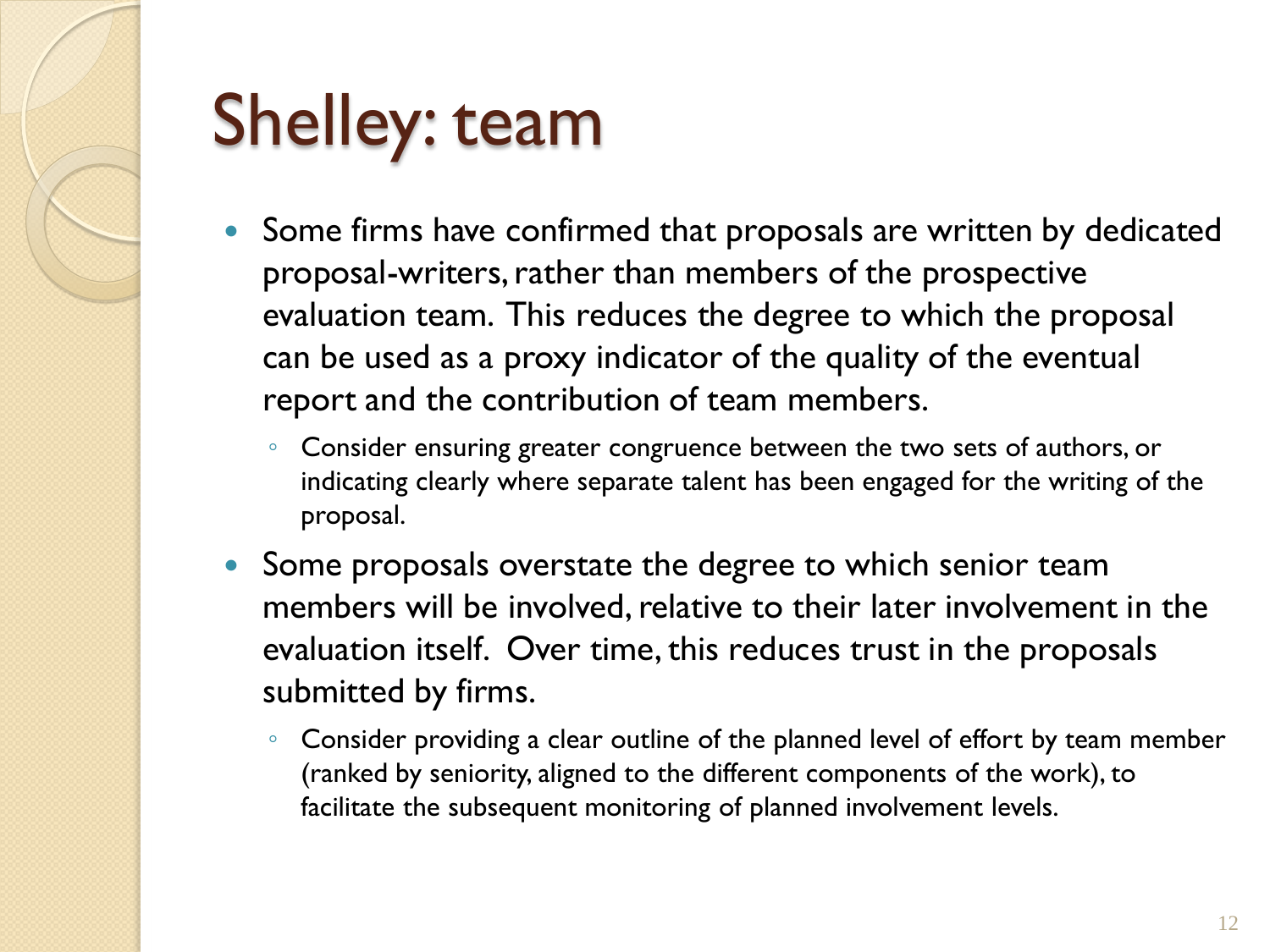# Shelley: team

- Some firms have confirmed that proposals are written by dedicated proposal-writers, rather than members of the prospective evaluation team. This reduces the degree to which the proposal can be used as a proxy indicator of the quality of the eventual report and the contribution of team members.
  - Consider ensuring greater congruence between the two sets of authors, or indicating clearly where separate talent has been engaged for the writing of the proposal.
- Some proposals overstate the degree to which senior team members will be involved, relative to their later involvement in the evaluation itself. Over time, this reduces trust in the proposals submitted by firms.
  - Consider providing a clear outline of the planned level of effort by team member (ranked by seniority, aligned to the different components of the work), to facilitate the subsequent monitoring of planned involvement levels.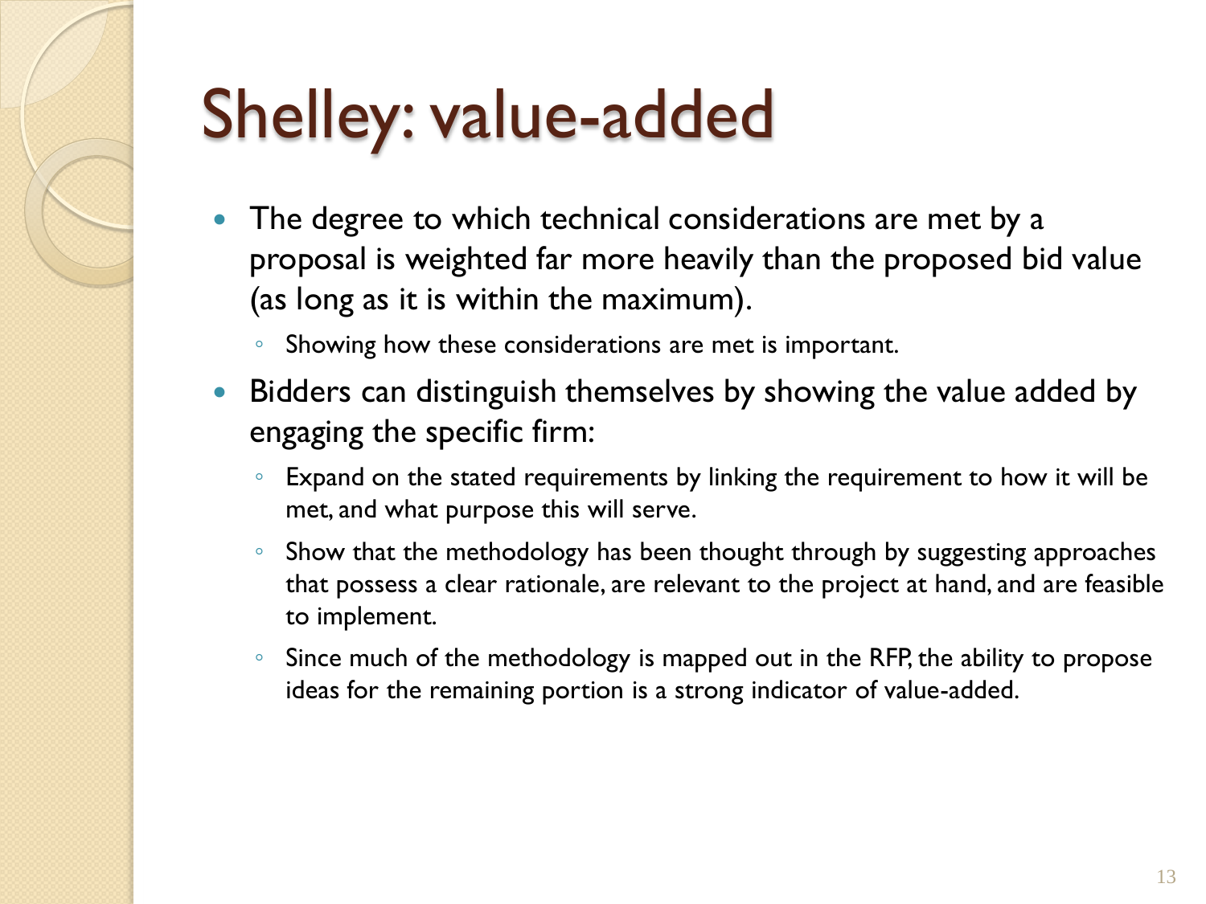# Shelley: value-added

- The degree to which technical considerations are met by a proposal is weighted far more heavily than the proposed bid value (as long as it is within the maximum).
  - Showing how these considerations are met is important.
- Bidders can distinguish themselves by showing the value added by engaging the specific firm:
  - Expand on the stated requirements by linking the requirement to how it will be met, and what purpose this will serve.
  - Show that the methodology has been thought through by suggesting approaches that possess a clear rationale, are relevant to the project at hand, and are feasible to implement.
  - Since much of the methodology is mapped out in the RFP, the ability to propose ideas for the remaining portion is a strong indicator of value-added.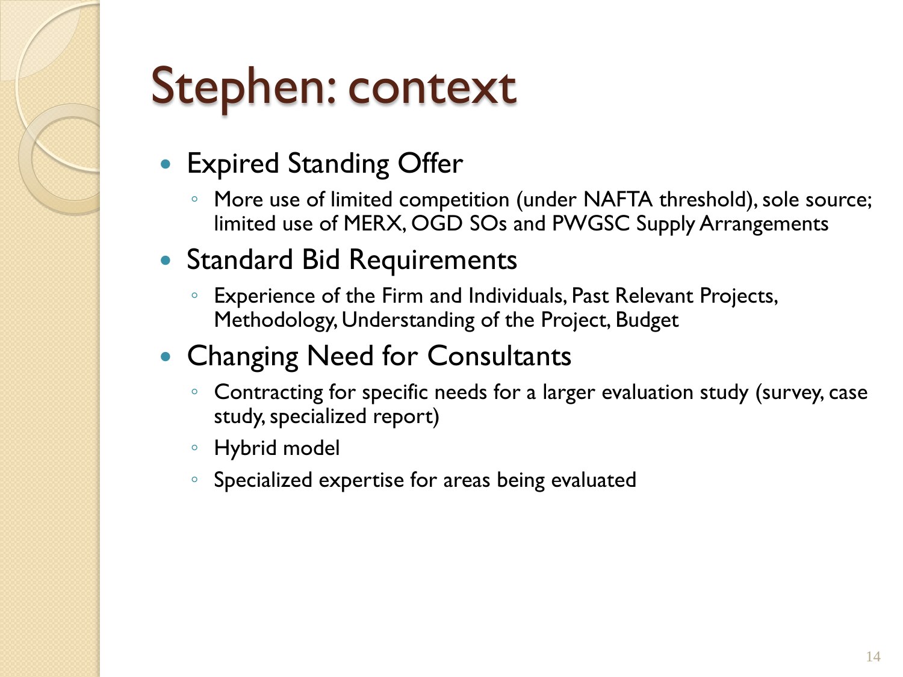# Stephen: context

- Expired Standing Offer
  - More use of limited competition (under NAFTA threshold), sole source; limited use of MERX, OGD SOs and PWGSC Supply Arrangements
- Standard Bid Requirements
  - Experience of the Firm and Individuals, Past Relevant Projects, Methodology, Understanding of the Project, Budget
- Changing Need for Consultants
  - Contracting for specific needs for a larger evaluation study (survey, case study, specialized report)
  - Hybrid model
  - Specialized expertise for areas being evaluated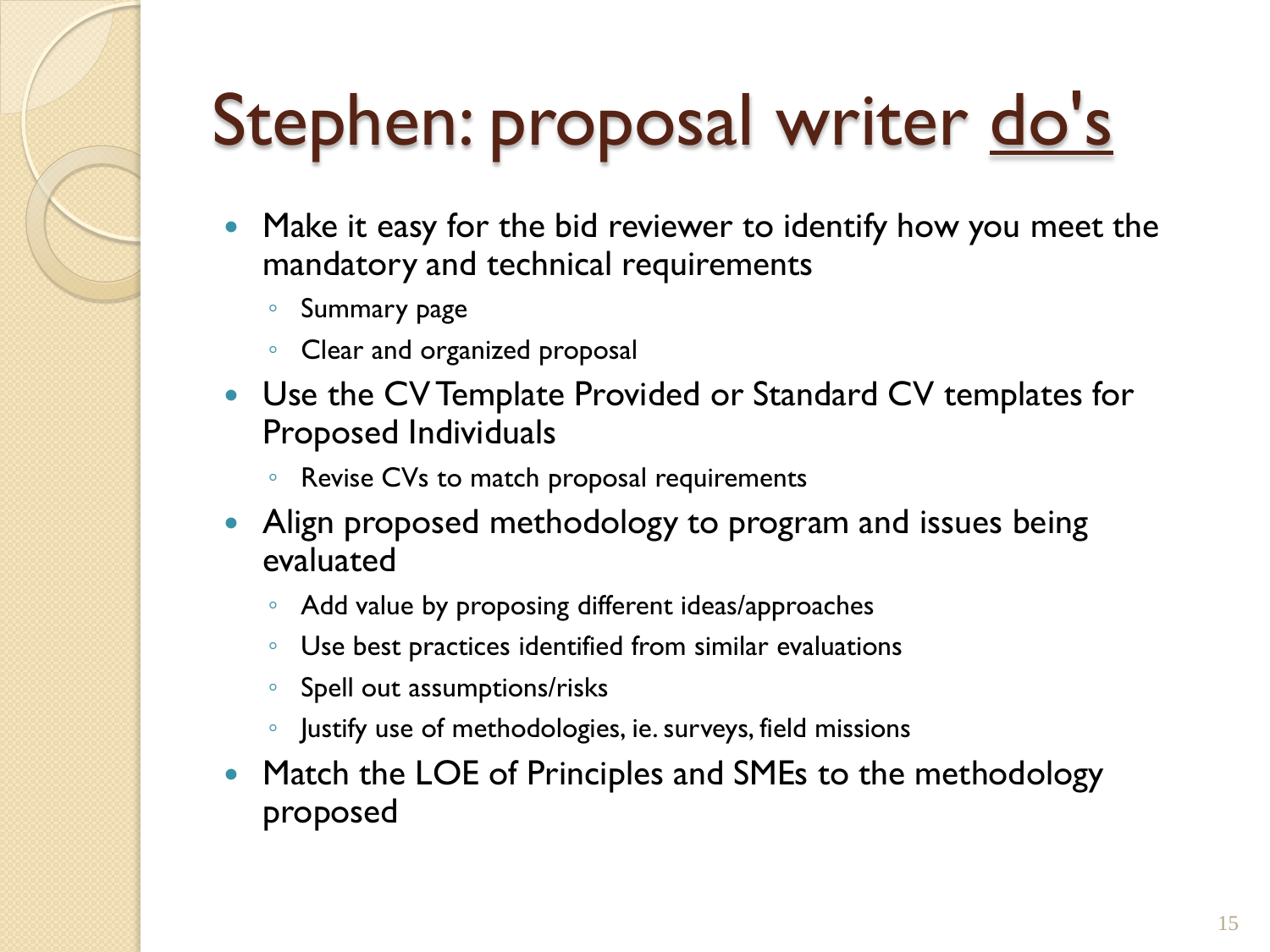# Stephen: proposal writer <u>do's</u>

- Make it easy for the bid reviewer to identify how you meet the mandatory and technical requirements
  - Summary page
  - Clear and organized proposal
- Use the CV Template Provided or Standard CV templates for Proposed Individuals
  - Revise CVs to match proposal requirements
- Align proposed methodology to program and issues being evaluated
  - Add value by proposing different ideas/approaches
  - Use best practices identified from similar evaluations
  - Spell out assumptions/risks
  - Justify use of methodologies, ie. surveys, field missions
- Match the LOE of Principles and SMEs to the methodology proposed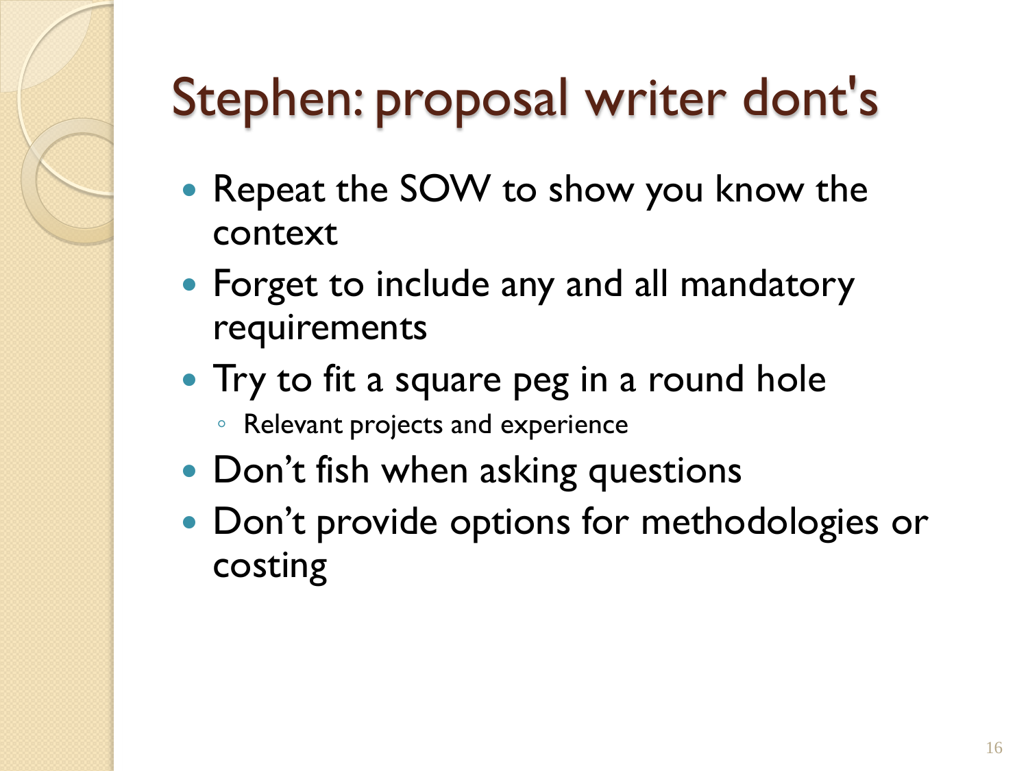# Stephen: proposal writer dont's

- Repeat the SOW to show you know the context
- Forget to include any and all mandatory requirements
- Try to fit a square peg in a round hole
  - Relevant projects and experience
- Don't fish when asking questions
- Don't provide options for methodologies or costing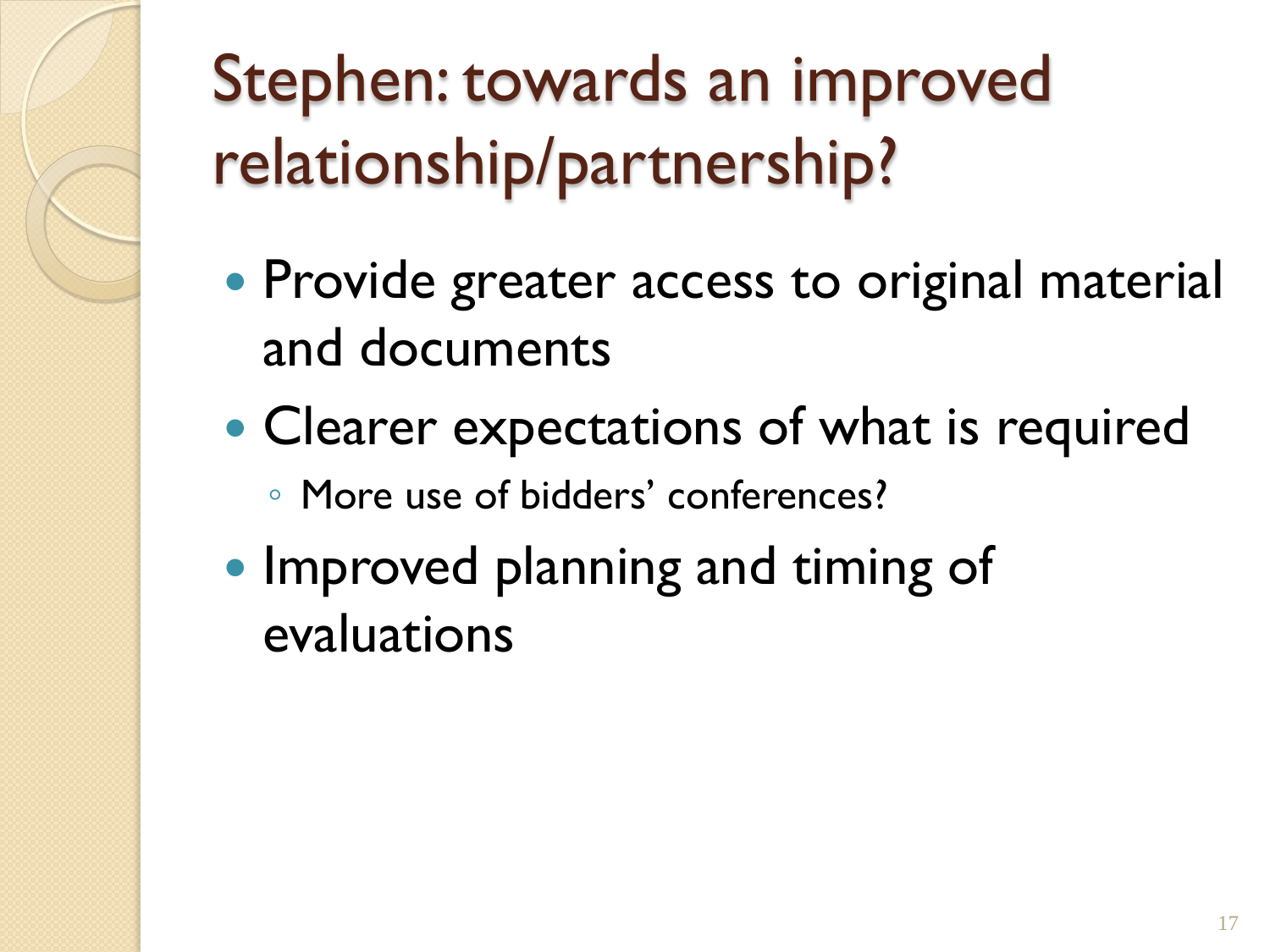# Stephen: towards an improved relationship/partnership?

- Provide greater access to original material and documents
- Clearer expectations of what is required
  - More use of bidders' conferences?
- Improved planning and timing of evaluations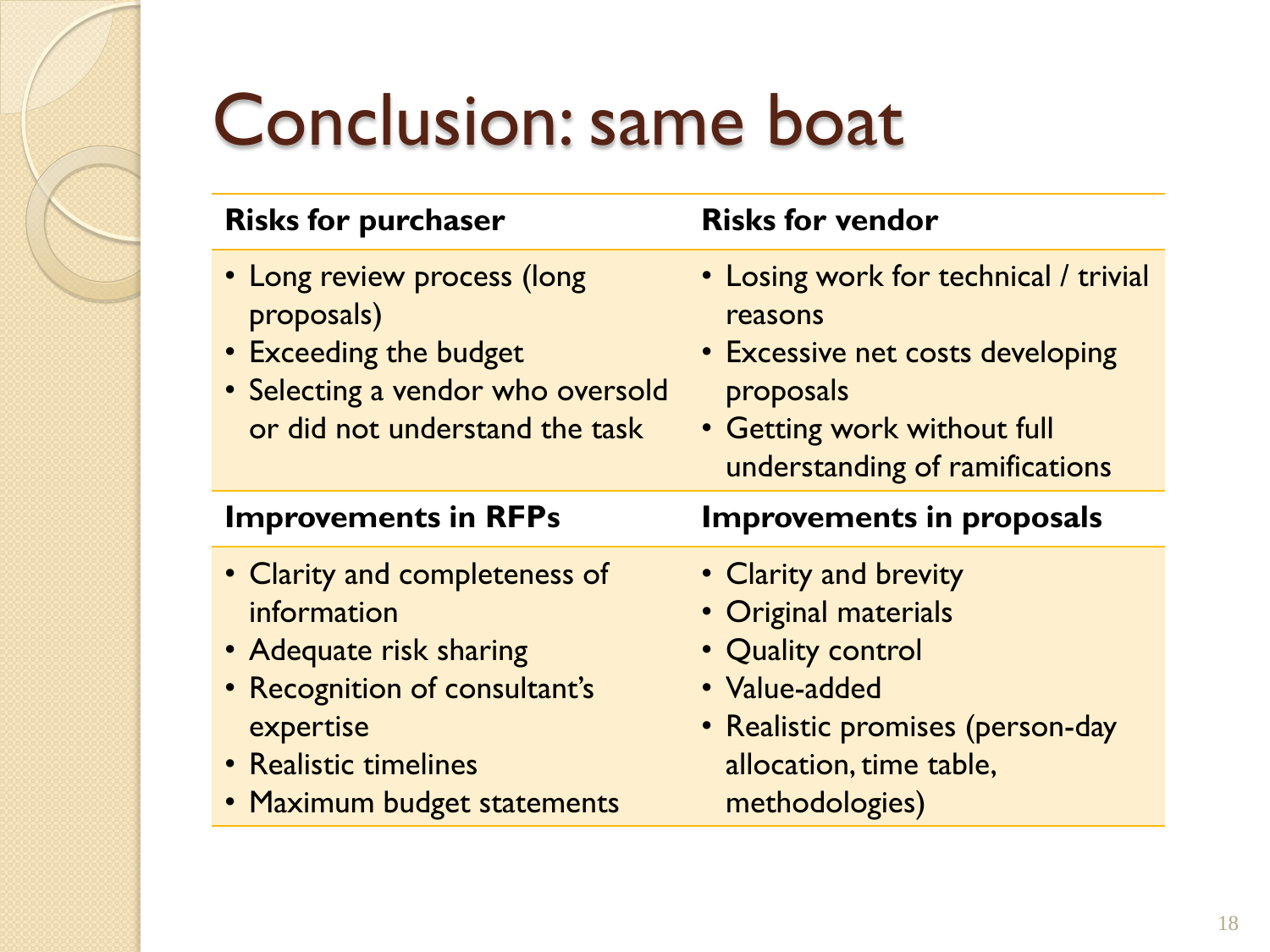# Conclusion: same boat

| Risks for purchaser | Risks for vendor |
| --- | --- |
| • Long review process (long proposals)<br>• Exceeding the budget<br>• Selecting a vendor who oversold or did not understand the task | • Losing work for technical / trivial reasons<br>• Excessive net costs developing proposals<br>• Getting work without full understanding of ramifications |
| **Improvements in RFPs** | **Improvements in proposals** |
| • Clarity and completeness of information<br>• Adequate risk sharing<br>• Recognition of consultant's expertise<br>• Realistic timelines<br>• Maximum budget statements | • Clarity and brevity<br>• Original materials<br>• Quality control<br>• Value-added<br>• Realistic promises (person-day allocation, time table, methodologies) |